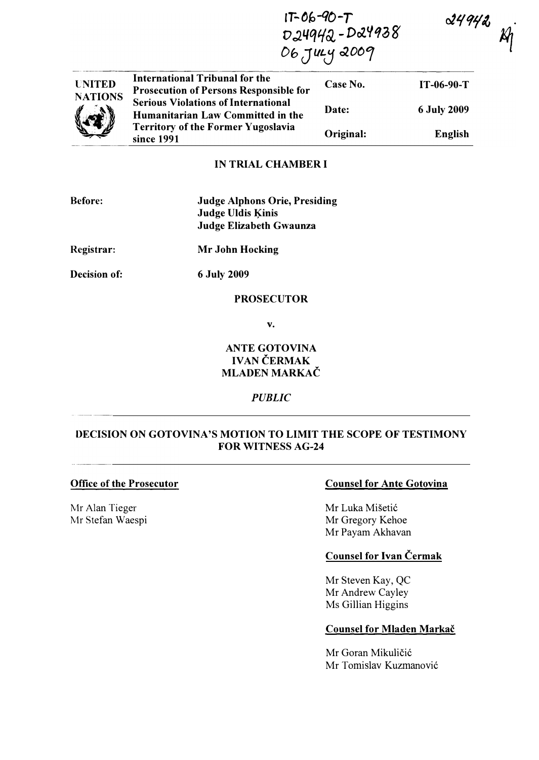IT-06-90-T
D24942 - D24938
06 July 2009

24942

| UNITED NATIONS | International Tribunal for the Prosecution of Persons Responsible for Serious Violations of International Humanitarian Law Committed in the Territory of the Former Yugoslavia since 1991 | Case No. | IT-06-90-T |
|---|---|---|---|
| | | Date: | 6 July 2009 |
| | | Original: | English |

**IN TRIAL CHAMBER I**

**Before:** Judge Alphons Orie, Presiding
Judge Uldis Ķinis
Judge Elizabeth Gwaunza

**Registrar:** Mr John Hocking

**Decision of:** 6 July 2009

**PROSECUTOR**

**v.**

**ANTE GOTOVINA**
**IVAN ČERMAK**
**MLADEN MARKAČ**

*PUBLIC*

## DECISION ON GOTOVINA'S MOTION TO LIMIT THE SCOPE OF TESTIMONY FOR WITNESS AG-24

**Office of the Prosecutor**

Mr Alan Tieger
Mr Stefan Waespi

**Counsel for Ante Gotovina**

Mr Luka Mišetić
Mr Gregory Kehoe
Mr Payam Akhavan

**Counsel for Ivan Čermak**

Mr Steven Kay, QC
Mr Andrew Cayley
Ms Gillian Higgins

**Counsel for Mladen Markač**

Mr Goran Mikuličić
Mr Tomislav Kuzmanović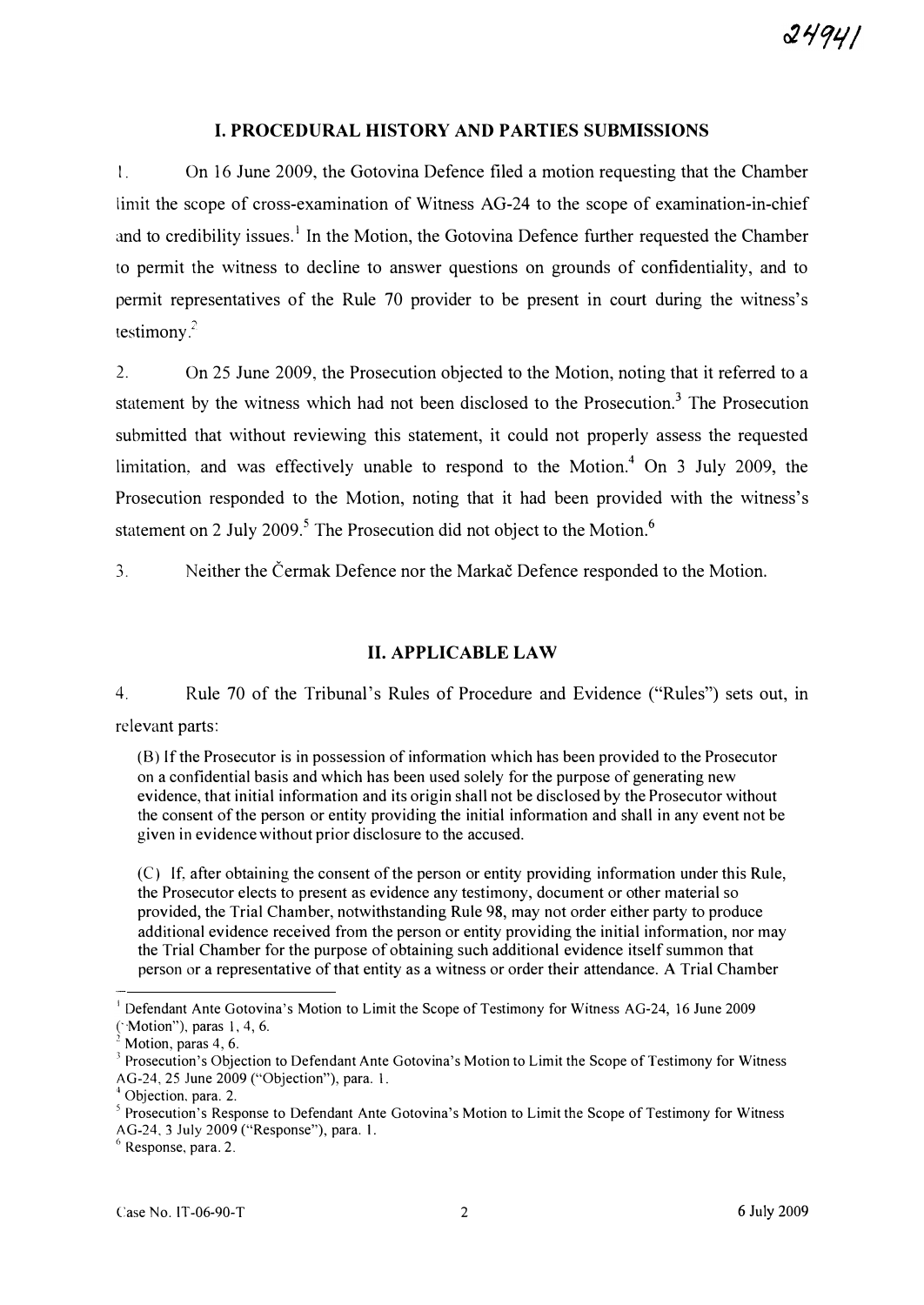## I. PROCEDURAL HISTORY AND PARTIES SUBMISSIONS

1. On 16 June 2009, the Gotovina Defence filed a motion requesting that the Chamber limit the scope of cross-examination of Witness AG-24 to the scope of examination-in-chief and to credibility issues.[1] In the Motion, the Gotovina Defence further requested the Chamber to permit the witness to decline to answer questions on grounds of confidentiality, and to permit representatives of the Rule 70 provider to be present in court during the witness's testimony.[2]

2. On 25 June 2009, the Prosecution objected to the Motion, noting that it referred to a statement by the witness which had not been disclosed to the Prosecution.[3] The Prosecution submitted that without reviewing this statement, it could not properly assess the requested limitation, and was effectively unable to respond to the Motion.[4] On 3 July 2009, the Prosecution responded to the Motion, noting that it had been provided with the witness's statement on 2 July 2009.[5] The Prosecution did not object to the Motion.[6]

3. Neither the Čermak Defence nor the Markač Defence responded to the Motion.

## II. APPLICABLE LAW

4. Rule 70 of the Tribunal's Rules of Procedure and Evidence ("Rules") sets out, in relevant parts:

> (B) If the Prosecutor is in possession of information which has been provided to the Prosecutor on a confidential basis and which has been used solely for the purpose of generating new evidence, that initial information and its origin shall not be disclosed by the Prosecutor without the consent of the person or entity providing the initial information and shall in any event not be given in evidence without prior disclosure to the accused.
>
> (C) If, after obtaining the consent of the person or entity providing information under this Rule, the Prosecutor elects to present as evidence any testimony, document or other material so provided, the Trial Chamber, notwithstanding Rule 98, may not order either party to produce additional evidence received from the person or entity providing the initial information, nor may the Trial Chamber for the purpose of obtaining such additional evidence itself summon that person or a representative of that entity as a witness or order their attendance. A Trial Chamber

---

[1] Defendant Ante Gotovina's Motion to Limit the Scope of Testimony for Witness AG-24, 16 June 2009 ("Motion"), paras 1, 4, 6.

[2] Motion, paras 4, 6.

[3] Prosecution's Objection to Defendant Ante Gotovina's Motion to Limit the Scope of Testimony for Witness AG-24, 25 June 2009 ("Objection"), para. 1.

[4] Objection, para. 2.

[5] Prosecution's Response to Defendant Ante Gotovina's Motion to Limit the Scope of Testimony for Witness AG-24, 3 July 2009 ("Response"), para. 1.

[6] Response, para. 2.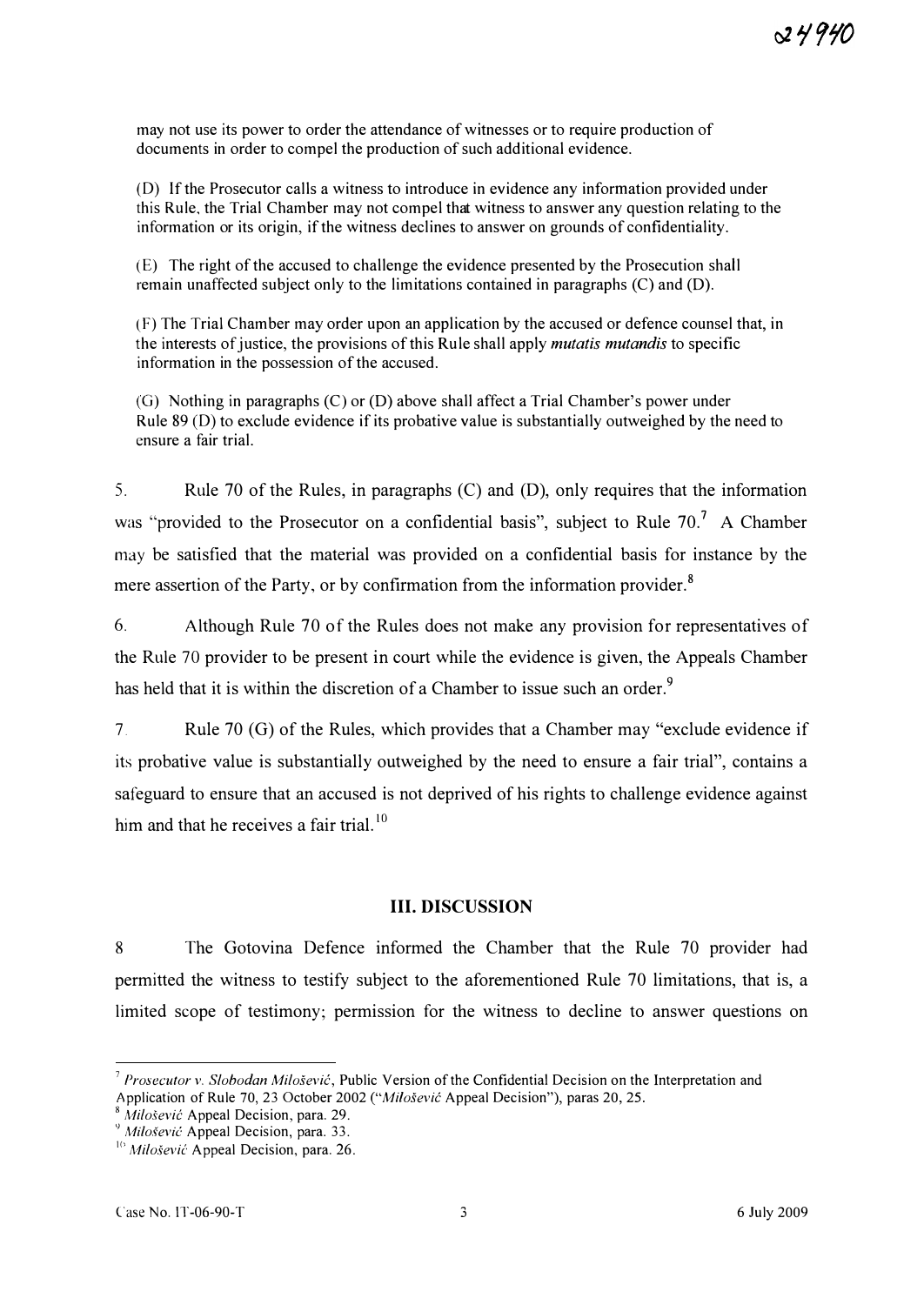may not use its power to order the attendance of witnesses or to require production of documents in order to compel the production of such additional evidence.

(D) If the Prosecutor calls a witness to introduce in evidence any information provided under this Rule, the Trial Chamber may not compel that witness to answer any question relating to the information or its origin, if the witness declines to answer on grounds of confidentiality.

(E) The right of the accused to challenge the evidence presented by the Prosecution shall remain unaffected subject only to the limitations contained in paragraphs (C) and (D).

(F) The Trial Chamber may order upon an application by the accused or defence counsel that, in the interests of justice, the provisions of this Rule shall apply *mutatis mutandis* to specific information in the possession of the accused.

(G) Nothing in paragraphs (C) or (D) above shall affect a Trial Chamber's power under Rule 89 (D) to exclude evidence if its probative value is substantially outweighed by the need to ensure a fair trial.

5. Rule 70 of the Rules, in paragraphs (C) and (D), only requires that the information was "provided to the Prosecutor on a confidential basis", subject to Rule 70.[7] A Chamber may be satisfied that the material was provided on a confidential basis for instance by the mere assertion of the Party, or by confirmation from the information provider.[8]

6. Although Rule 70 of the Rules does not make any provision for representatives of the Rule 70 provider to be present in court while the evidence is given, the Appeals Chamber has held that it is within the discretion of a Chamber to issue such an order.[9]

7. Rule 70 (G) of the Rules, which provides that a Chamber may "exclude evidence if its probative value is substantially outweighed by the need to ensure a fair trial", contains a safeguard to ensure that an accused is not deprived of his rights to challenge evidence against him and that he receives a fair trial.[10]

## III. DISCUSSION

8. The Gotovina Defence informed the Chamber that the Rule 70 provider had permitted the witness to testify subject to the aforementioned Rule 70 limitations, that is, a limited scope of testimony; permission for the witness to decline to answer questions on

---

[7] *Prosecutor v. Slobodan Milošević*, Public Version of the Confidential Decision on the Interpretation and Application of Rule 70, 23 October 2002 ("*Milošević* Appeal Decision"), paras 20, 25.

[8] *Milošević* Appeal Decision, para. 29.

[9] *Milošević* Appeal Decision, para. 33.

[10] *Milošević* Appeal Decision, para. 26.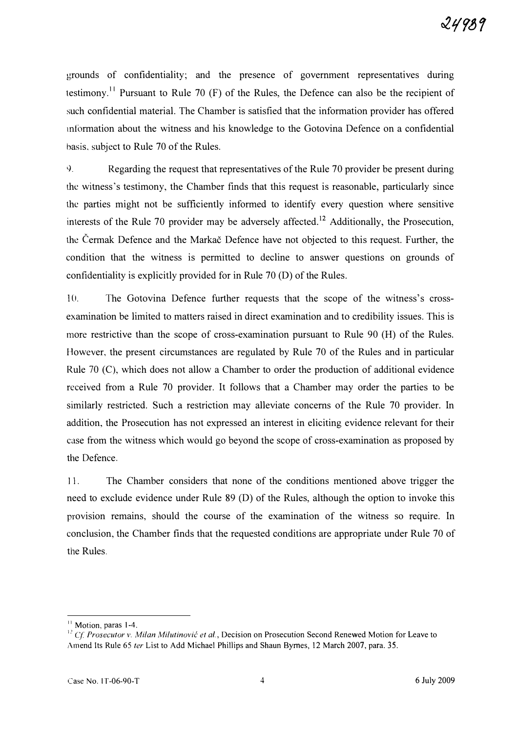grounds of confidentiality; and the presence of government representatives during testimony.[11] Pursuant to Rule 70 (F) of the Rules, the Defence can also be the recipient of such confidential material. The Chamber is satisfied that the information provider has offered information about the witness and his knowledge to the Gotovina Defence on a confidential basis, subject to Rule 70 of the Rules.

9. Regarding the request that representatives of the Rule 70 provider be present during the witness's testimony, the Chamber finds that this request is reasonable, particularly since the parties might not be sufficiently informed to identify every question where sensitive interests of the Rule 70 provider may be adversely affected.[12] Additionally, the Prosecution, the Čermak Defence and the Markač Defence have not objected to this request. Further, the condition that the witness is permitted to decline to answer questions on grounds of confidentiality is explicitly provided for in Rule 70 (D) of the Rules.

10. The Gotovina Defence further requests that the scope of the witness's cross-examination be limited to matters raised in direct examination and to credibility issues. This is more restrictive than the scope of cross-examination pursuant to Rule 90 (H) of the Rules. However, the present circumstances are regulated by Rule 70 of the Rules and in particular Rule 70 (C), which does not allow a Chamber to order the production of additional evidence received from a Rule 70 provider. It follows that a Chamber may order the parties to be similarly restricted. Such a restriction may alleviate concerns of the Rule 70 provider. In addition, the Prosecution has not expressed an interest in eliciting evidence relevant for their case from the witness which would go beyond the scope of cross-examination as proposed by the Defence.

11. The Chamber considers that none of the conditions mentioned above trigger the need to exclude evidence under Rule 89 (D) of the Rules, although the option to invoke this provision remains, should the course of the examination of the witness so require. In conclusion, the Chamber finds that the requested conditions are appropriate under Rule 70 of the Rules.

---

[11] Motion, paras 1-4.

[12] *Cf. Prosecutor v. Milan Milutinović et al.*, Decision on Prosecution Second Renewed Motion for Leave to Amend Its Rule 65 *ter* List to Add Michael Phillips and Shaun Byrnes, 12 March 2007, para. 35.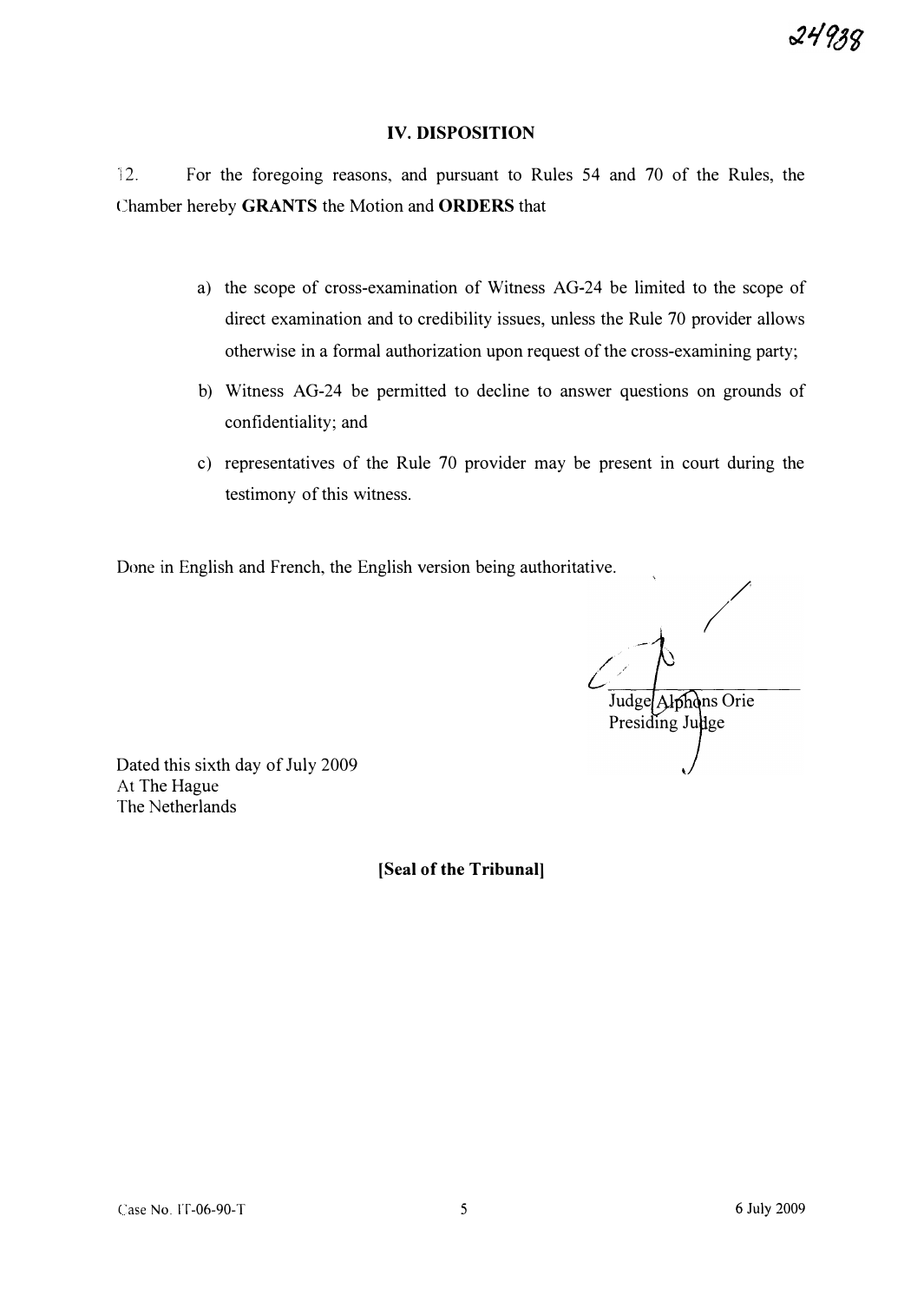24938

## IV. DISPOSITION

12. For the foregoing reasons, and pursuant to Rules 54 and 70 of the Rules, the Chamber hereby **GRANTS** the Motion and **ORDERS** that

a) the scope of cross-examination of Witness AG-24 be limited to the scope of direct examination and to credibility issues, unless the Rule 70 provider allows otherwise in a formal authorization upon request of the cross-examining party;

b) Witness AG-24 be permitted to decline to answer questions on grounds of confidentiality; and

c) representatives of the Rule 70 provider may be present in court during the testimony of this witness.

Done in English and French, the English version being authoritative.

Judge Alphons Orie
Presiding Judge

Dated this sixth day of July 2009
At The Hague
The Netherlands

**[Seal of the Tribunal]**

Case No. IT-06-90-T 6 July 2009